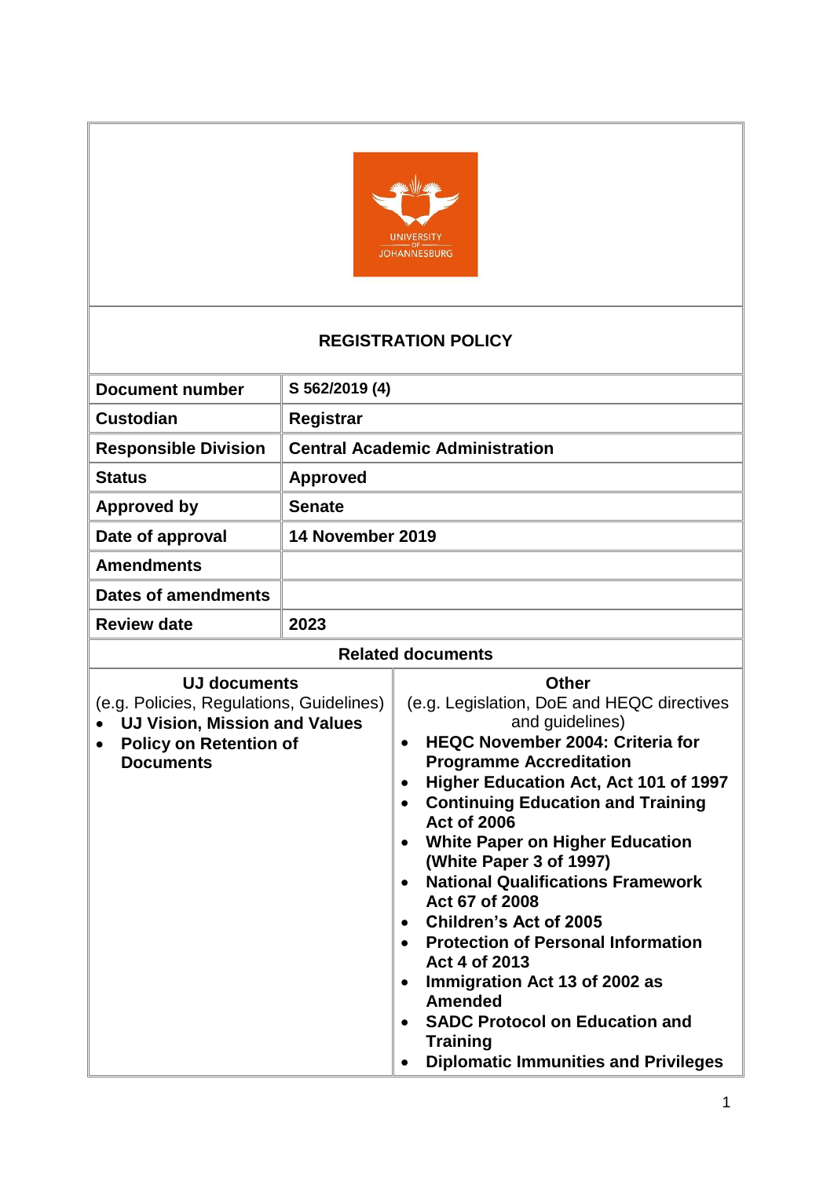# REGISTRATION POLICY

| Document number | S 562/2019 (4) |
|---|---|
| Custodian | Registrar |
| Responsible Division | Central Academic Administration |
| Status | Approved |
| Approved by | Senate |
| Date of approval | 14 November 2019 |
| Amendments | |
| Dates of amendments | |
| Review date | 2023 |

**Related documents**

| UJ documents<br>(e.g. Policies, Regulations, Guidelines) | Other<br>(e.g. Legislation, DoE and HEQC directives and guidelines) |
|---|---|
| • **UJ Vision, Mission and Values**<br>• **Policy on Retention of Documents** | • **HEQC November 2004: Criteria for Programme Accreditation**<br>• **Higher Education Act, Act 101 of 1997**<br>• **Continuing Education and Training Act of 2006**<br>• **White Paper on Higher Education (White Paper 3 of 1997)**<br>• **National Qualifications Framework Act 67 of 2008**<br>• **Children's Act of 2005**<br>• **Protection of Personal Information Act 4 of 2013**<br>• **Immigration Act 13 of 2002 as Amended**<br>• **SADC Protocol on Education and Training**<br>• **Diplomatic Immunities and Privileges** |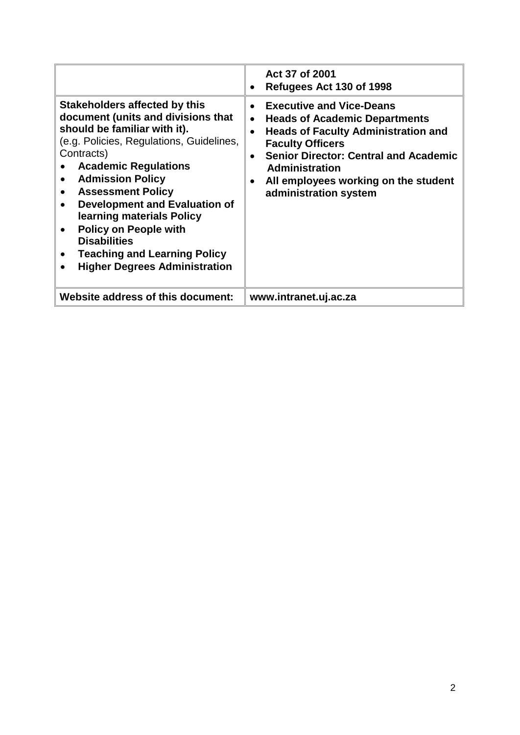| | |
|---|---|
| | **Act 37 of 2001**<br>• **Refugees Act 130 of 1998** |
| **Stakeholders affected by this document (units and divisions that should be familiar with it).**<br>(e.g. Policies, Regulations, Guidelines, Contracts)<br>• **Academic Regulations**<br>• **Admission Policy**<br>• **Assessment Policy**<br>• **Development and Evaluation of learning materials Policy**<br>• **Policy on People with Disabilities**<br>• **Teaching and Learning Policy**<br>• **Higher Degrees Administration** | • **Executive and Vice-Deans**<br>• **Heads of Academic Departments**<br>• **Heads of Faculty Administration and Faculty Officers**<br>• **Senior Director: Central and Academic Administration**<br>• **All employees working on the student administration system** |
| **Website address of this document:** | **www.intranet.uj.ac.za** |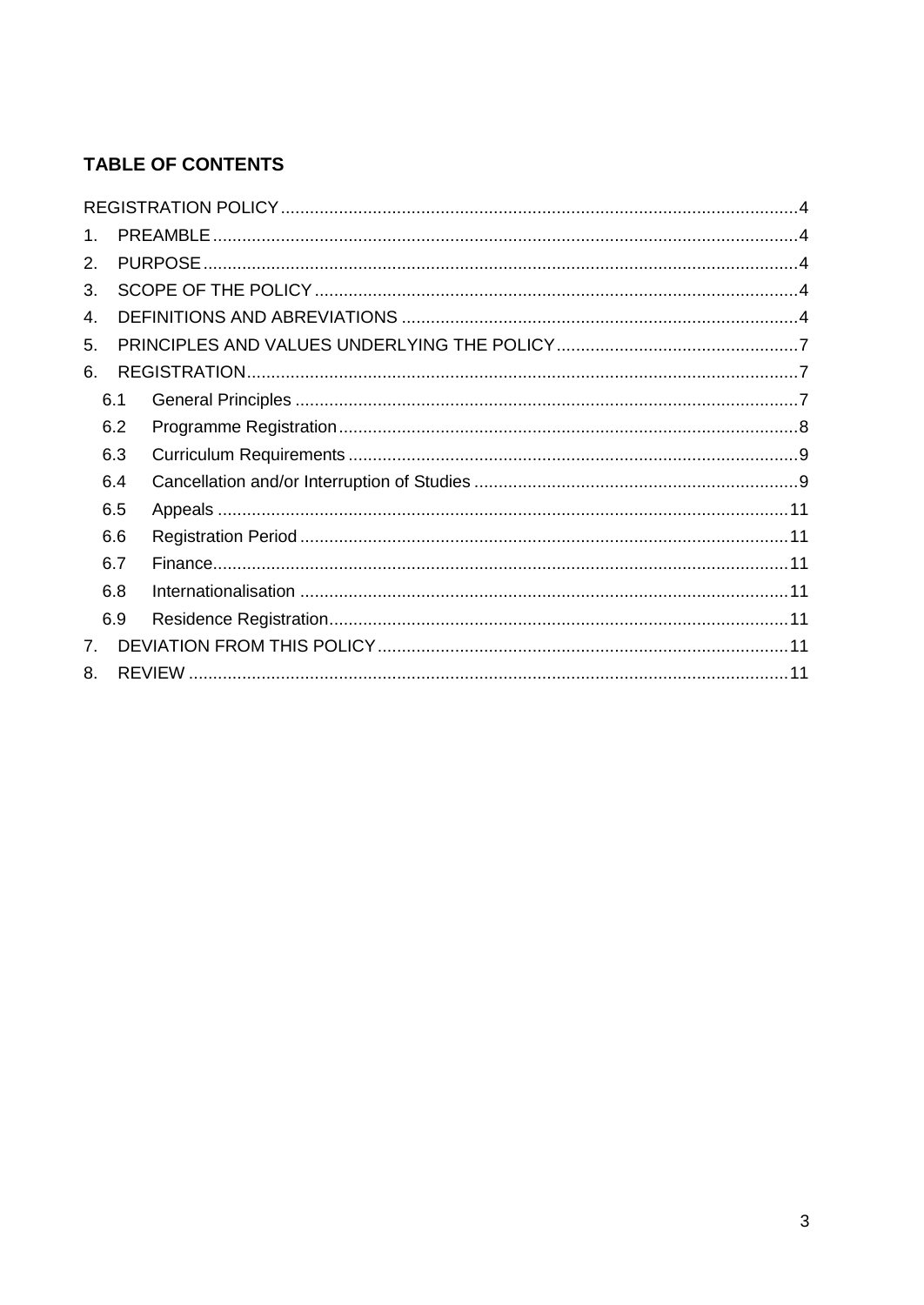**TABLE OF CONTENTS**

REGISTRATION POLICY .......... 4

1. PREAMBLE .......... 4
2. PURPOSE .......... 4
3. SCOPE OF THE POLICY .......... 4
4. DEFINITIONS AND ABREVIATIONS .......... 4
5. PRINCIPLES AND VALUES UNDERLYING THE POLICY .......... 7
6. REGISTRATION .......... 7
   - 6.1 General Principles .......... 7
   - 6.2 Programme Registration .......... 8
   - 6.3 Curriculum Requirements .......... 9
   - 6.4 Cancellation and/or Interruption of Studies .......... 9
   - 6.5 Appeals .......... 11
   - 6.6 Registration Period .......... 11
   - 6.7 Finance .......... 11
   - 6.8 Internationalisation .......... 11
   - 6.9 Residence Registration .......... 11
7. DEVIATION FROM THIS POLICY .......... 11
8. REVIEW .......... 11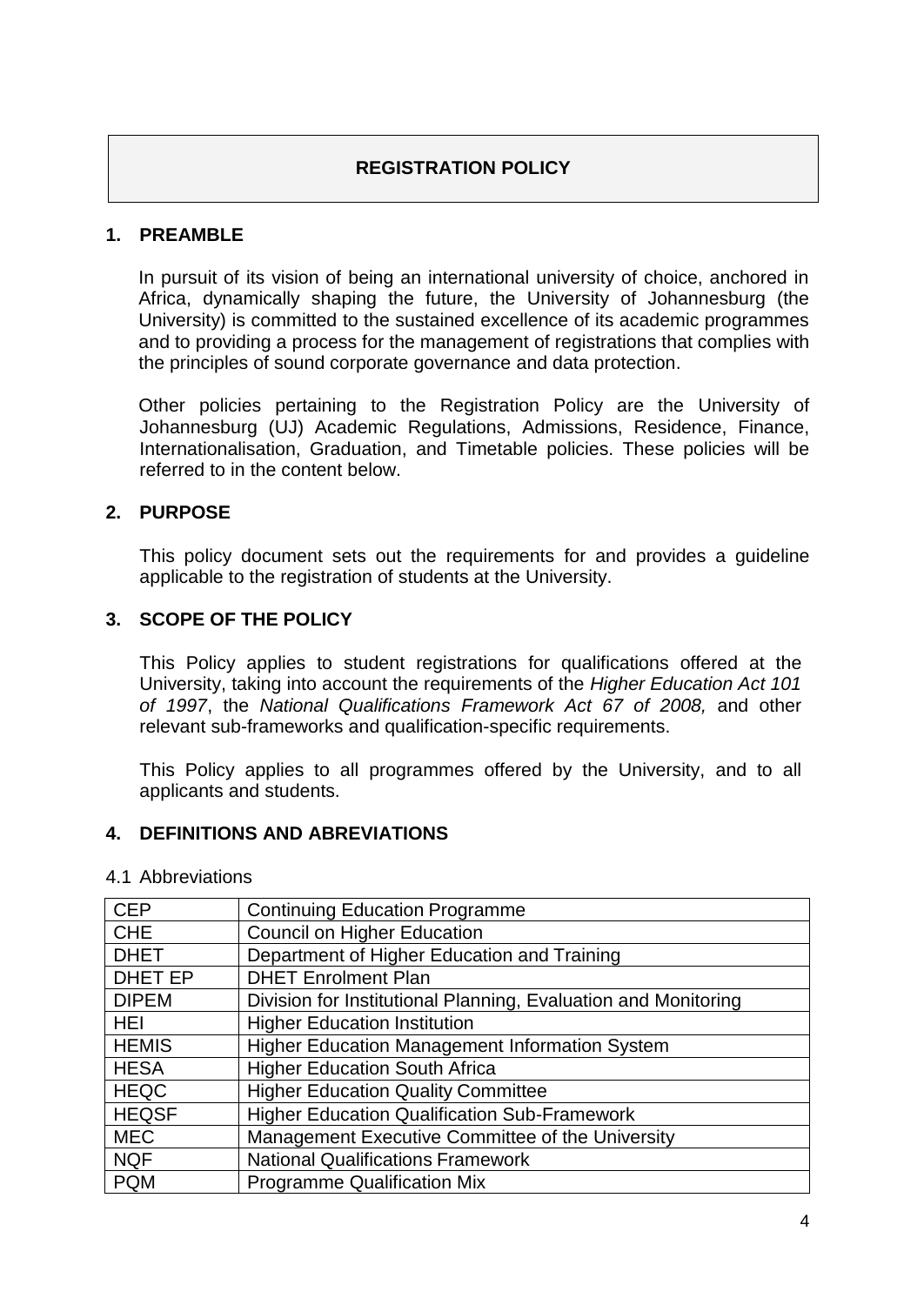# REGISTRATION POLICY

## 1. PREAMBLE

In pursuit of its vision of being an international university of choice, anchored in Africa, dynamically shaping the future, the University of Johannesburg (the University) is committed to the sustained excellence of its academic programmes and to providing a process for the management of registrations that complies with the principles of sound corporate governance and data protection.

Other policies pertaining to the Registration Policy are the University of Johannesburg (UJ) Academic Regulations, Admissions, Residence, Finance, Internationalisation, Graduation, and Timetable policies. These policies will be referred to in the content below.

## 2. PURPOSE

This policy document sets out the requirements for and provides a guideline applicable to the registration of students at the University.

## 3. SCOPE OF THE POLICY

This Policy applies to student registrations for qualifications offered at the University, taking into account the requirements of the *Higher Education Act 101 of 1997*, the *National Qualifications Framework Act 67 of 2008,* and other relevant sub-frameworks and qualification-specific requirements.

This Policy applies to all programmes offered by the University, and to all applicants and students.

## 4. DEFINITIONS AND ABREVIATIONS

4.1 Abbreviations

| CEP | Continuing Education Programme |
|---|---|
| CHE | Council on Higher Education |
| DHET | Department of Higher Education and Training |
| DHET EP | DHET Enrolment Plan |
| DIPEM | Division for Institutional Planning, Evaluation and Monitoring |
| HEI | Higher Education Institution |
| HEMIS | Higher Education Management Information System |
| HESA | Higher Education South Africa |
| HEQC | Higher Education Quality Committee |
| HEQSF | Higher Education Qualification Sub-Framework |
| MEC | Management Executive Committee of the University |
| NQF | National Qualifications Framework |
| PQM | Programme Qualification Mix |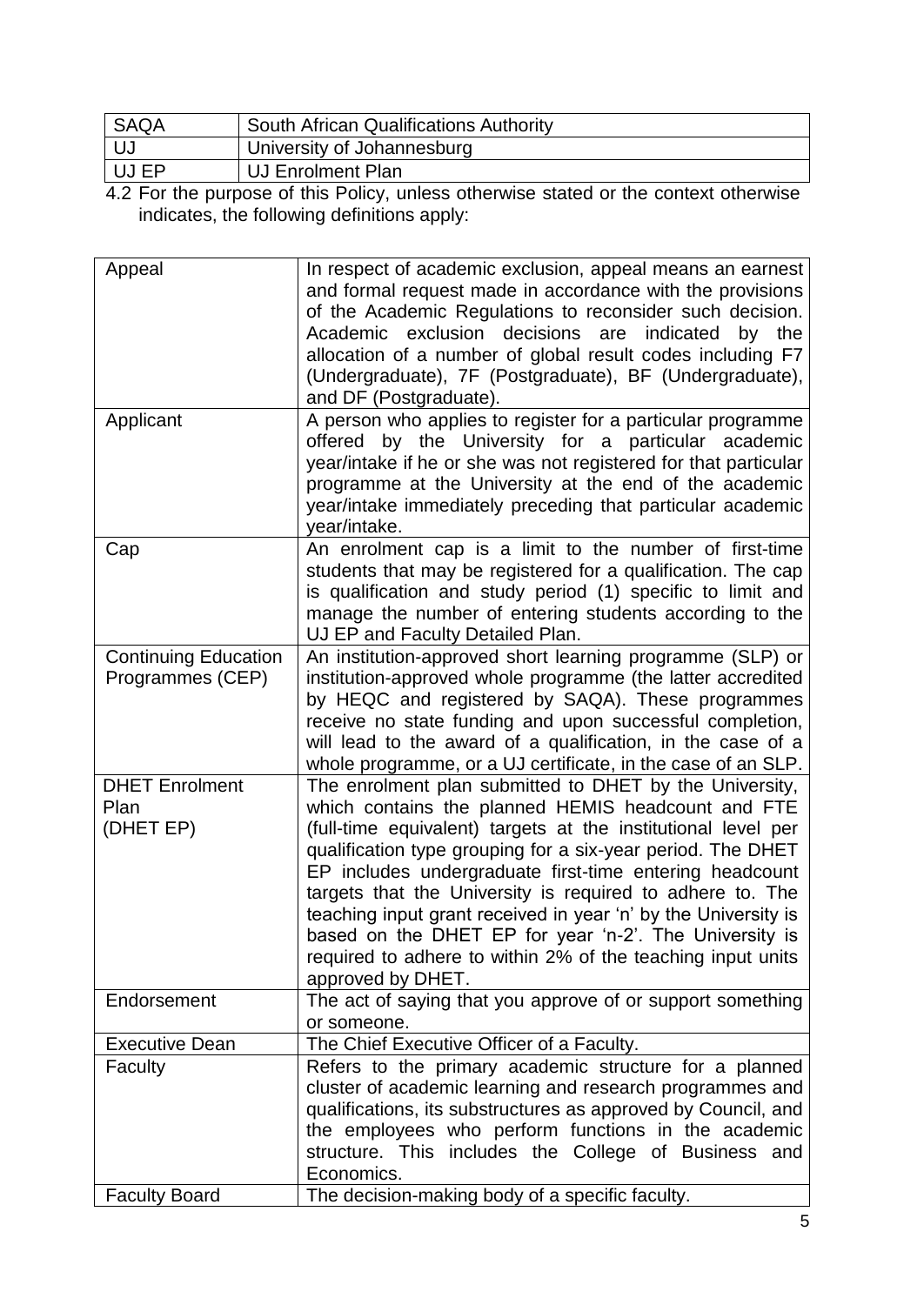| SAQA | South African Qualifications Authority |
|---|---|
| UJ | University of Johannesburg |
| UJ EP | UJ Enrolment Plan |

4.2 For the purpose of this Policy, unless otherwise stated or the context otherwise indicates, the following definitions apply:

| Term | Definition |
|---|---|
| Appeal | In respect of academic exclusion, appeal means an earnest and formal request made in accordance with the provisions of the Academic Regulations to reconsider such decision. Academic exclusion decisions are indicated by the allocation of a number of global result codes including F7 (Undergraduate), 7F (Postgraduate), BF (Undergraduate), and DF (Postgraduate). |
| Applicant | A person who applies to register for a particular programme offered by the University for a particular academic year/intake if he or she was not registered for that particular programme at the University at the end of the academic year/intake immediately preceding that particular academic year/intake. |
| Cap | An enrolment cap is a limit to the number of first-time students that may be registered for a qualification. The cap is qualification and study period (1) specific to limit and manage the number of entering students according to the UJ EP and Faculty Detailed Plan. |
| Continuing Education Programmes (CEP) | An institution-approved short learning programme (SLP) or institution-approved whole programme (the latter accredited by HEQC and registered by SAQA). These programmes receive no state funding and upon successful completion, will lead to the award of a qualification, in the case of a whole programme, or a UJ certificate, in the case of an SLP. |
| DHET Enrolment Plan (DHET EP) | The enrolment plan submitted to DHET by the University, which contains the planned HEMIS headcount and FTE (full-time equivalent) targets at the institutional level per qualification type grouping for a six-year period. The DHET EP includes undergraduate first-time entering headcount targets that the University is required to adhere to. The teaching input grant received in year 'n' by the University is based on the DHET EP for year 'n-2'. The University is required to adhere to within 2% of the teaching input units approved by DHET. |
| Endorsement | The act of saying that you approve of or support something or someone. |
| Executive Dean | The Chief Executive Officer of a Faculty. |
| Faculty | Refers to the primary academic structure for a planned cluster of academic learning and research programmes and qualifications, its substructures as approved by Council, and the employees who perform functions in the academic structure. This includes the College of Business and Economics. |
| Faculty Board | The decision-making body of a specific faculty. |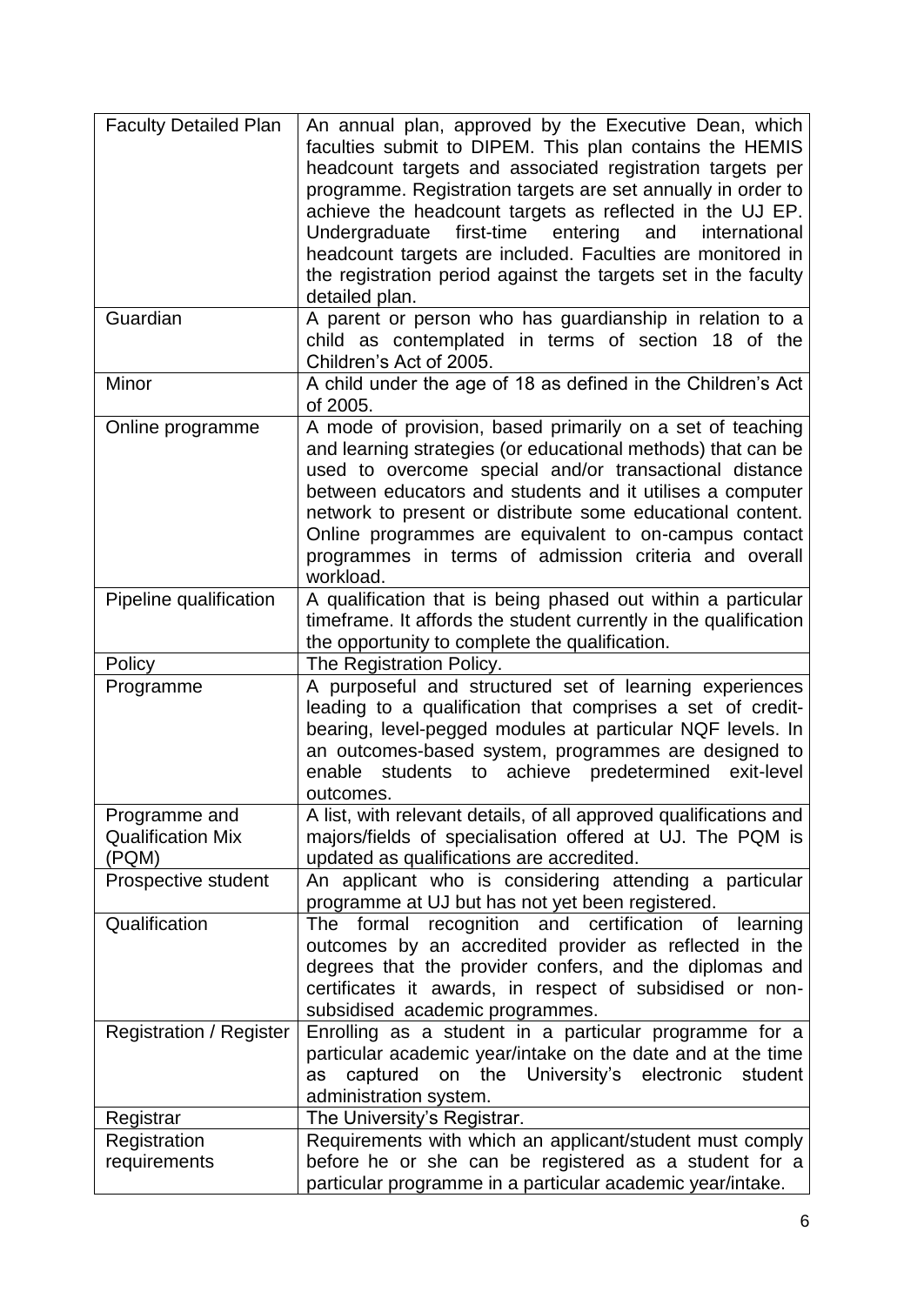| | |
|---|---|
| Faculty Detailed Plan | An annual plan, approved by the Executive Dean, which faculties submit to DIPEM. This plan contains the HEMIS headcount targets and associated registration targets per programme. Registration targets are set annually in order to achieve the headcount targets as reflected in the UJ EP. Undergraduate first-time entering and international headcount targets are included. Faculties are monitored in the registration period against the targets set in the faculty detailed plan. |
| Guardian | A parent or person who has guardianship in relation to a child as contemplated in terms of section 18 of the Children's Act of 2005. |
| Minor | A child under the age of 18 as defined in the Children's Act of 2005. |
| Online programme | A mode of provision, based primarily on a set of teaching and learning strategies (or educational methods) that can be used to overcome special and/or transactional distance between educators and students and it utilises a computer network to present or distribute some educational content. Online programmes are equivalent to on-campus contact programmes in terms of admission criteria and overall workload. |
| Pipeline qualification | A qualification that is being phased out within a particular timeframe. It affords the student currently in the qualification the opportunity to complete the qualification. |
| Policy | The Registration Policy. |
| Programme | A purposeful and structured set of learning experiences leading to a qualification that comprises a set of credit-bearing, level-pegged modules at particular NQF levels. In an outcomes-based system, programmes are designed to enable students to achieve predetermined exit-level outcomes. |
| Programme and Qualification Mix (PQM) | A list, with relevant details, of all approved qualifications and majors/fields of specialisation offered at UJ. The PQM is updated as qualifications are accredited. |
| Prospective student | An applicant who is considering attending a particular programme at UJ but has not yet been registered. |
| Qualification | The formal recognition and certification of learning outcomes by an accredited provider as reflected in the degrees that the provider confers, and the diplomas and certificates it awards, in respect of subsidised or non-subsidised academic programmes. |
| Registration / Register | Enrolling as a student in a particular programme for a particular academic year/intake on the date and at the time as captured on the University's electronic student administration system. |
| Registrar | The University's Registrar. |
| Registration requirements | Requirements with which an applicant/student must comply before he or she can be registered as a student for a particular programme in a particular academic year/intake. |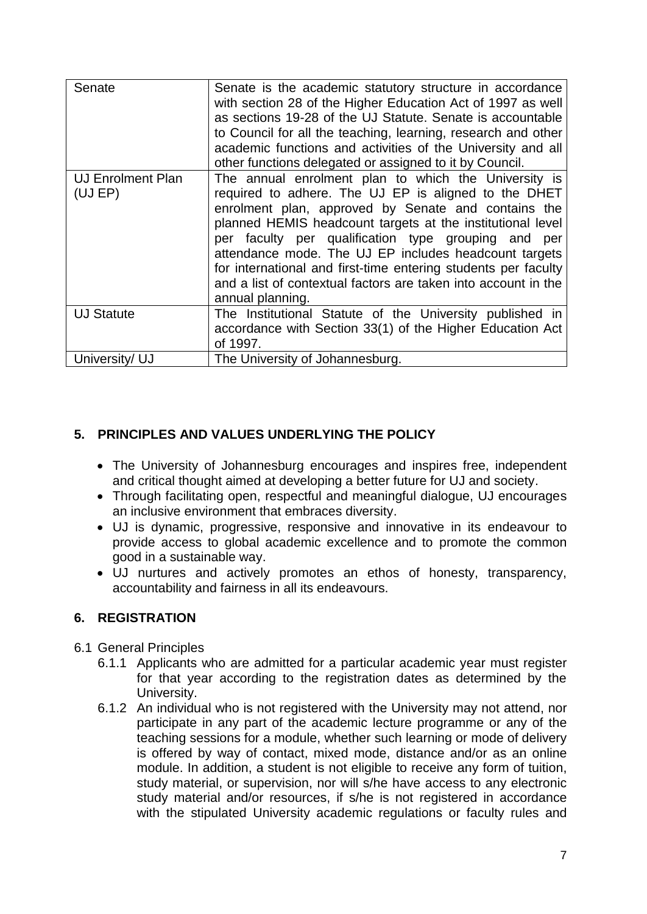| | |
|---|---|
| Senate | Senate is the academic statutory structure in accordance with section 28 of the Higher Education Act of 1997 as well as sections 19-28 of the UJ Statute. Senate is accountable to Council for all the teaching, learning, research and other academic functions and activities of the University and all other functions delegated or assigned to it by Council. |
| UJ Enrolment Plan (UJ EP) | The annual enrolment plan to which the University is required to adhere. The UJ EP is aligned to the DHET enrolment plan, approved by Senate and contains the planned HEMIS headcount targets at the institutional level per faculty per qualification type grouping and per attendance mode. The UJ EP includes headcount targets for international and first-time entering students per faculty and a list of contextual factors are taken into account in the annual planning. |
| UJ Statute | The Institutional Statute of the University published in accordance with Section 33(1) of the Higher Education Act of 1997. |
| University/ UJ | The University of Johannesburg. |

## 5. PRINCIPLES AND VALUES UNDERLYING THE POLICY

- The University of Johannesburg encourages and inspires free, independent and critical thought aimed at developing a better future for UJ and society.
- Through facilitating open, respectful and meaningful dialogue, UJ encourages an inclusive environment that embraces diversity.
- UJ is dynamic, progressive, responsive and innovative in its endeavour to provide access to global academic excellence and to promote the common good in a sustainable way.
- UJ nurtures and actively promotes an ethos of honesty, transparency, accountability and fairness in all its endeavours.

## 6. REGISTRATION

6.1 General Principles

6.1.1 Applicants who are admitted for a particular academic year must register for that year according to the registration dates as determined by the University.

6.1.2 An individual who is not registered with the University may not attend, nor participate in any part of the academic lecture programme or any of the teaching sessions for a module, whether such learning or mode of delivery is offered by way of contact, mixed mode, distance and/or as an online module. In addition, a student is not eligible to receive any form of tuition, study material, or supervision, nor will s/he have access to any electronic study material and/or resources, if s/he is not registered in accordance with the stipulated University academic regulations or faculty rules and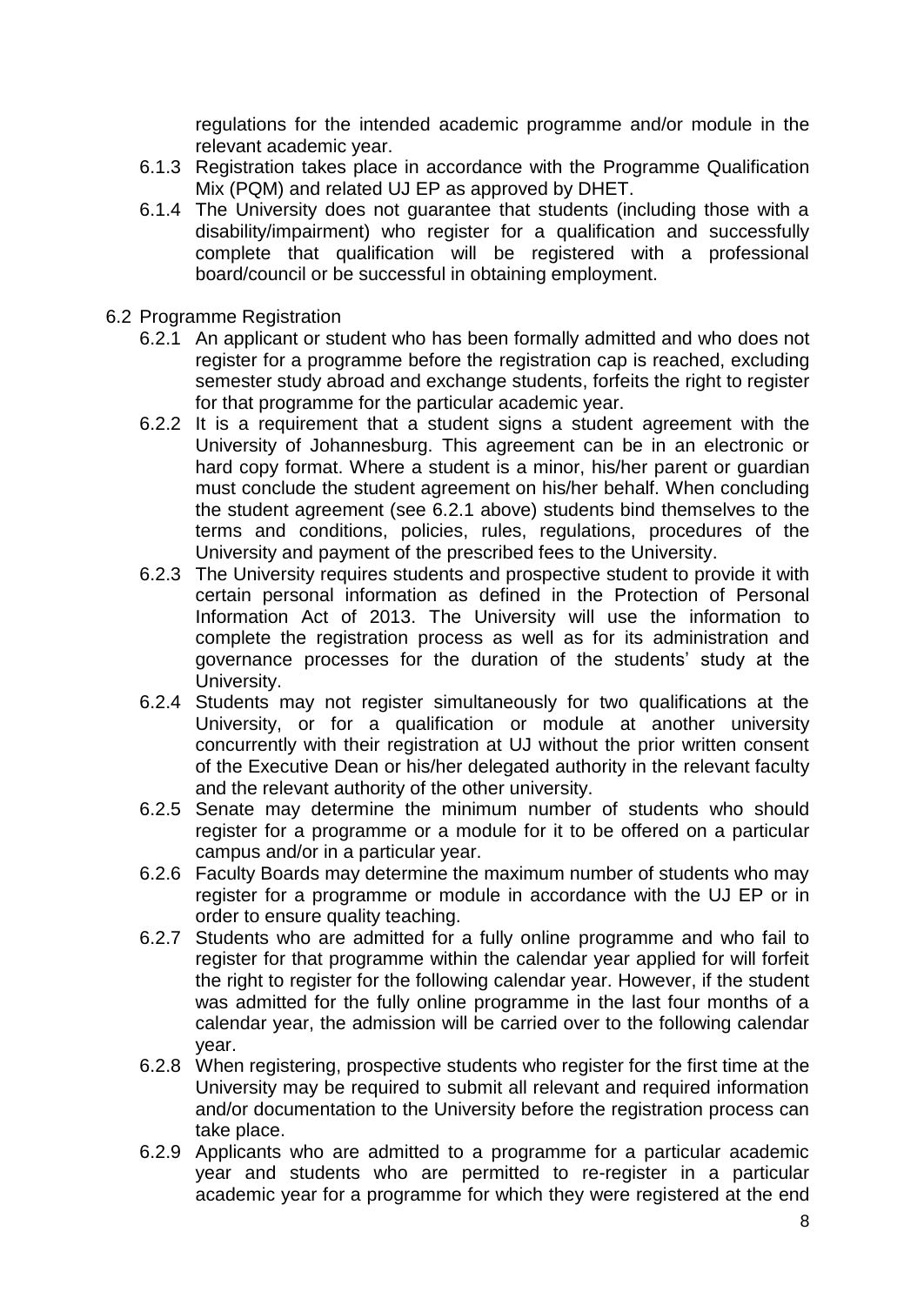regulations for the intended academic programme and/or module in the relevant academic year.

6.1.3 Registration takes place in accordance with the Programme Qualification Mix (PQM) and related UJ EP as approved by DHET.

6.1.4 The University does not guarantee that students (including those with a disability/impairment) who register for a qualification and successfully complete that qualification will be registered with a professional board/council or be successful in obtaining employment.

6.2 Programme Registration

6.2.1 An applicant or student who has been formally admitted and who does not register for a programme before the registration cap is reached, excluding semester study abroad and exchange students, forfeits the right to register for that programme for the particular academic year.

6.2.2 It is a requirement that a student signs a student agreement with the University of Johannesburg. This agreement can be in an electronic or hard copy format. Where a student is a minor, his/her parent or guardian must conclude the student agreement on his/her behalf. When concluding the student agreement (see 6.2.1 above) students bind themselves to the terms and conditions, policies, rules, regulations, procedures of the University and payment of the prescribed fees to the University.

6.2.3 The University requires students and prospective student to provide it with certain personal information as defined in the Protection of Personal Information Act of 2013. The University will use the information to complete the registration process as well as for its administration and governance processes for the duration of the students' study at the University.

6.2.4 Students may not register simultaneously for two qualifications at the University, or for a qualification or module at another university concurrently with their registration at UJ without the prior written consent of the Executive Dean or his/her delegated authority in the relevant faculty and the relevant authority of the other university.

6.2.5 Senate may determine the minimum number of students who should register for a programme or a module for it to be offered on a particular campus and/or in a particular year.

6.2.6 Faculty Boards may determine the maximum number of students who may register for a programme or module in accordance with the UJ EP or in order to ensure quality teaching.

6.2.7 Students who are admitted for a fully online programme and who fail to register for that programme within the calendar year applied for will forfeit the right to register for the following calendar year. However, if the student was admitted for the fully online programme in the last four months of a calendar year, the admission will be carried over to the following calendar year.

6.2.8 When registering, prospective students who register for the first time at the University may be required to submit all relevant and required information and/or documentation to the University before the registration process can take place.

6.2.9 Applicants who are admitted to a programme for a particular academic year and students who are permitted to re-register in a particular academic year for a programme for which they were registered at the end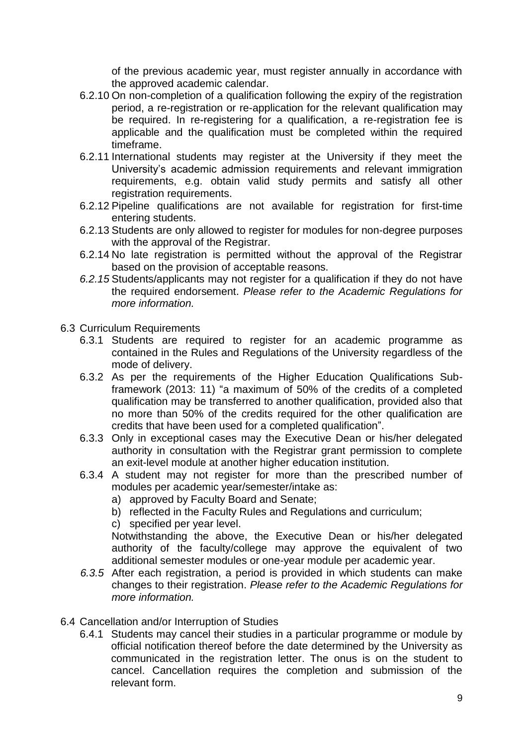of the previous academic year, must register annually in accordance with the approved academic calendar.

6.2.10 On non-completion of a qualification following the expiry of the registration period, a re-registration or re-application for the relevant qualification may be required. In re-registering for a qualification, a re-registration fee is applicable and the qualification must be completed within the required timeframe.

6.2.11 International students may register at the University if they meet the University's academic admission requirements and relevant immigration requirements, e.g. obtain valid study permits and satisfy all other registration requirements.

6.2.12 Pipeline qualifications are not available for registration for first-time entering students.

6.2.13 Students are only allowed to register for modules for non-degree purposes with the approval of the Registrar.

6.2.14 No late registration is permitted without the approval of the Registrar based on the provision of acceptable reasons.

*6.2.15* Students/applicants may not register for a qualification if they do not have the required endorsement. *Please refer to the Academic Regulations for more information.*

6.3 Curriculum Requirements

6.3.1 Students are required to register for an academic programme as contained in the Rules and Regulations of the University regardless of the mode of delivery.

6.3.2 As per the requirements of the Higher Education Qualifications Sub-framework (2013: 11) "a maximum of 50% of the credits of a completed qualification may be transferred to another qualification, provided also that no more than 50% of the credits required for the other qualification are credits that have been used for a completed qualification".

6.3.3 Only in exceptional cases may the Executive Dean or his/her delegated authority in consultation with the Registrar grant permission to complete an exit-level module at another higher education institution.

6.3.4 A student may not register for more than the prescribed number of modules per academic year/semester/intake as:

a) approved by Faculty Board and Senate;
b) reflected in the Faculty Rules and Regulations and curriculum;
c) specified per year level.

Notwithstanding the above, the Executive Dean or his/her delegated authority of the faculty/college may approve the equivalent of two additional semester modules or one-year module per academic year.

*6.3.5* After each registration, a period is provided in which students can make changes to their registration. *Please refer to the Academic Regulations for more information.*

6.4 Cancellation and/or Interruption of Studies

6.4.1 Students may cancel their studies in a particular programme or module by official notification thereof before the date determined by the University as communicated in the registration letter. The onus is on the student to cancel. Cancellation requires the completion and submission of the relevant form.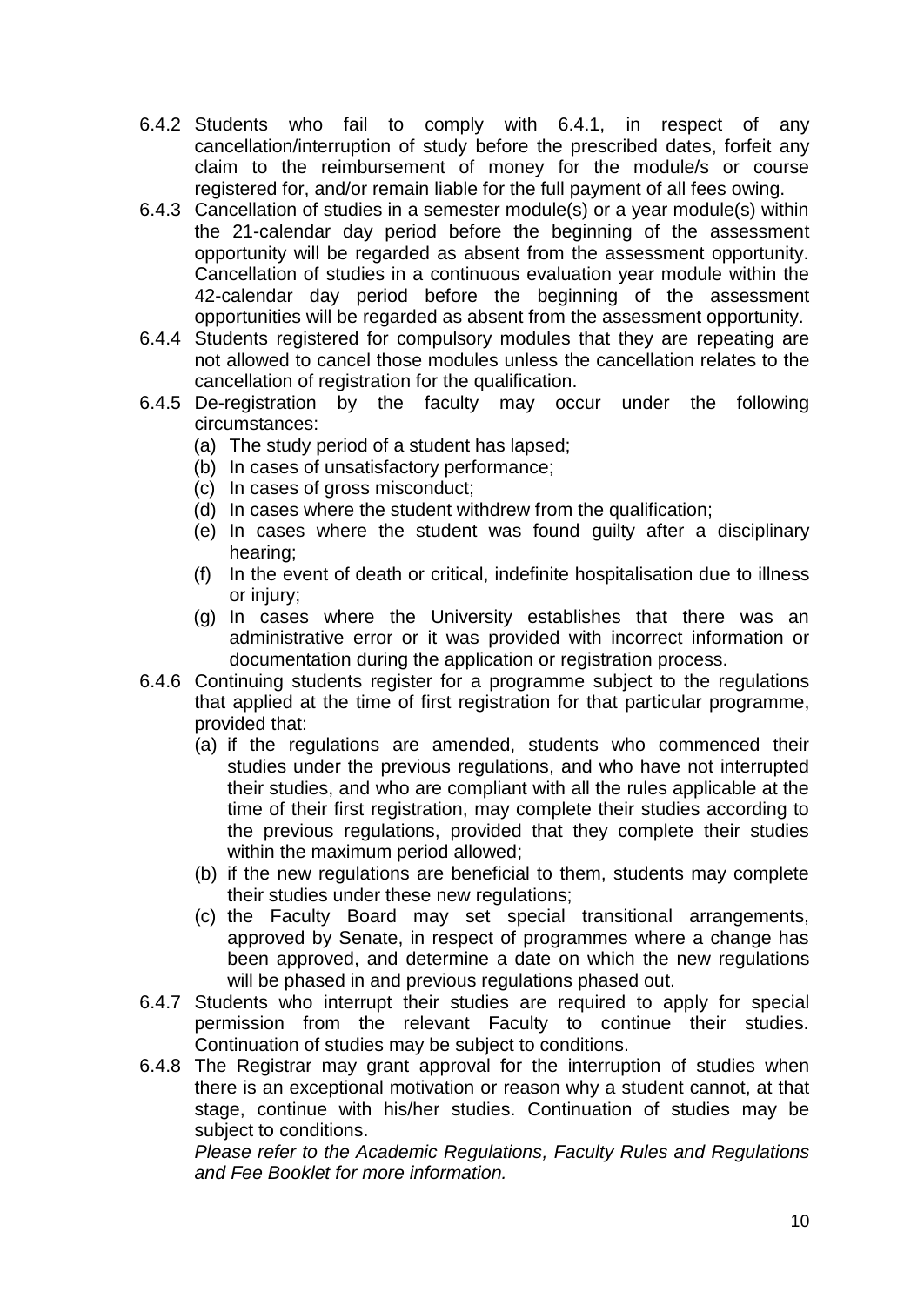6.4.2 Students who fail to comply with 6.4.1, in respect of any cancellation/interruption of study before the prescribed dates, forfeit any claim to the reimbursement of money for the module/s or course registered for, and/or remain liable for the full payment of all fees owing.

6.4.3 Cancellation of studies in a semester module(s) or a year module(s) within the 21-calendar day period before the beginning of the assessment opportunity will be regarded as absent from the assessment opportunity. Cancellation of studies in a continuous evaluation year module within the 42-calendar day period before the beginning of the assessment opportunities will be regarded as absent from the assessment opportunity.

6.4.4 Students registered for compulsory modules that they are repeating are not allowed to cancel those modules unless the cancellation relates to the cancellation of registration for the qualification.

6.4.5 De-registration by the faculty may occur under the following circumstances:

- (a) The study period of a student has lapsed;
- (b) In cases of unsatisfactory performance;
- (c) In cases of gross misconduct;
- (d) In cases where the student withdrew from the qualification;
- (e) In cases where the student was found guilty after a disciplinary hearing;
- (f) In the event of death or critical, indefinite hospitalisation due to illness or injury;
- (g) In cases where the University establishes that there was an administrative error or it was provided with incorrect information or documentation during the application or registration process.

6.4.6 Continuing students register for a programme subject to the regulations that applied at the time of first registration for that particular programme, provided that:

- (a) if the regulations are amended, students who commenced their studies under the previous regulations, and who have not interrupted their studies, and who are compliant with all the rules applicable at the time of their first registration, may complete their studies according to the previous regulations, provided that they complete their studies within the maximum period allowed;
- (b) if the new regulations are beneficial to them, students may complete their studies under these new regulations;
- (c) the Faculty Board may set special transitional arrangements, approved by Senate, in respect of programmes where a change has been approved, and determine a date on which the new regulations will be phased in and previous regulations phased out.

6.4.7 Students who interrupt their studies are required to apply for special permission from the relevant Faculty to continue their studies. Continuation of studies may be subject to conditions.

6.4.8 The Registrar may grant approval for the interruption of studies when there is an exceptional motivation or reason why a student cannot, at that stage, continue with his/her studies. Continuation of studies may be subject to conditions.

*Please refer to the Academic Regulations, Faculty Rules and Regulations and Fee Booklet for more information.*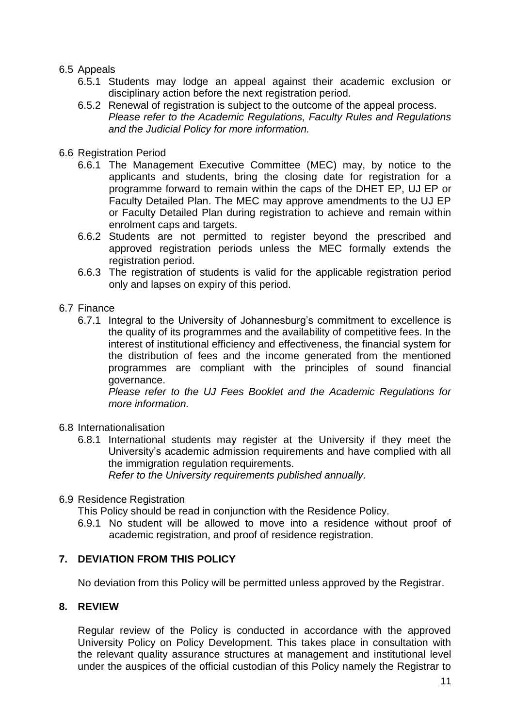6.5 Appeals

6.5.1 Students may lodge an appeal against their academic exclusion or disciplinary action before the next registration period.

6.5.2 Renewal of registration is subject to the outcome of the appeal process. *Please refer to the Academic Regulations, Faculty Rules and Regulations and the Judicial Policy for more information.*

6.6 Registration Period

6.6.1 The Management Executive Committee (MEC) may, by notice to the applicants and students, bring the closing date for registration for a programme forward to remain within the caps of the DHET EP, UJ EP or Faculty Detailed Plan. The MEC may approve amendments to the UJ EP or Faculty Detailed Plan during registration to achieve and remain within enrolment caps and targets.

6.6.2 Students are not permitted to register beyond the prescribed and approved registration periods unless the MEC formally extends the registration period.

6.6.3 The registration of students is valid for the applicable registration period only and lapses on expiry of this period.

6.7 Finance

6.7.1 Integral to the University of Johannesburg's commitment to excellence is the quality of its programmes and the availability of competitive fees. In the interest of institutional efficiency and effectiveness, the financial system for the distribution of fees and the income generated from the mentioned programmes are compliant with the principles of sound financial governance.
*Please refer to the UJ Fees Booklet and the Academic Regulations for more information.*

6.8 Internationalisation

6.8.1 International students may register at the University if they meet the University's academic admission requirements and have complied with all the immigration regulation requirements.
*Refer to the University requirements published annually.*

6.9 Residence Registration

This Policy should be read in conjunction with the Residence Policy.

6.9.1 No student will be allowed to move into a residence without proof of academic registration, and proof of residence registration.

## 7. DEVIATION FROM THIS POLICY

No deviation from this Policy will be permitted unless approved by the Registrar.

## 8. REVIEW

Regular review of the Policy is conducted in accordance with the approved University Policy on Policy Development. This takes place in consultation with the relevant quality assurance structures at management and institutional level under the auspices of the official custodian of this Policy namely the Registrar to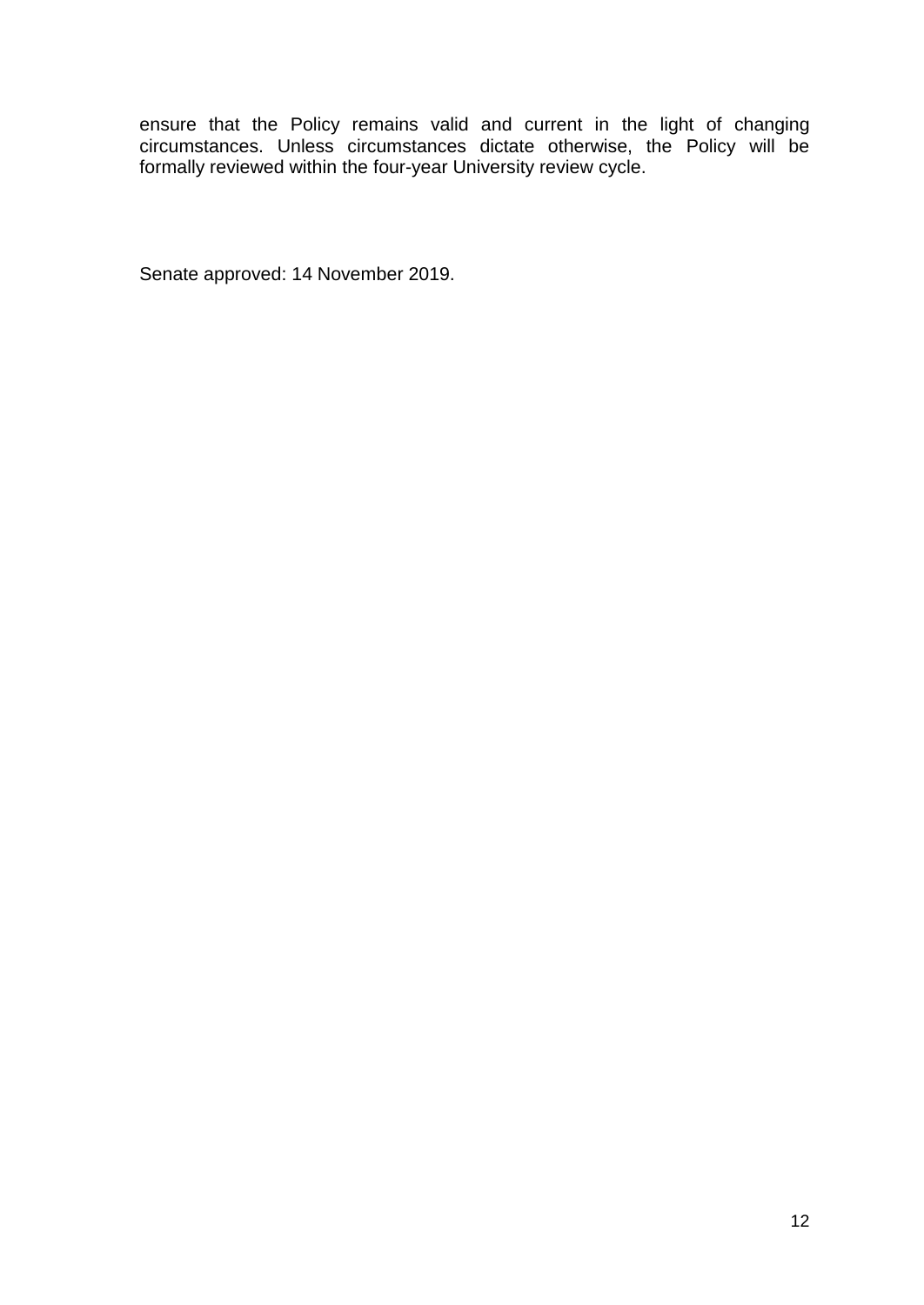ensure that the Policy remains valid and current in the light of changing circumstances. Unless circumstances dictate otherwise, the Policy will be formally reviewed within the four-year University review cycle.

Senate approved: 14 November 2019.